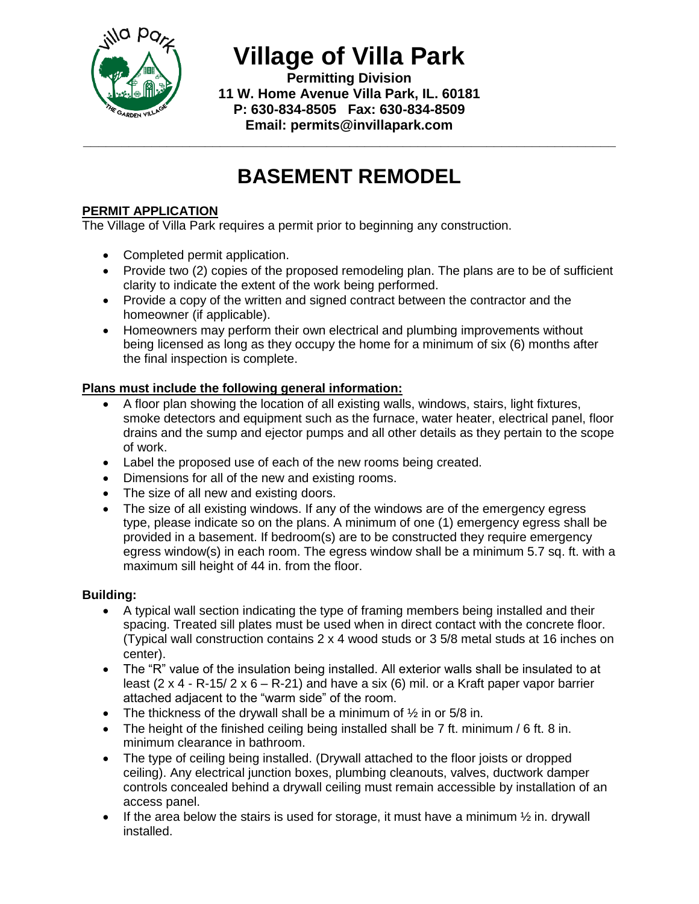# Village of Villa Park

**Permitting Division**
**11 W. Home Avenue Villa Park, IL. 60181**
**P: 630-834-8505 Fax: 630-834-8509**
**Email: permits@invillapark.com**

---

# BASEMENT REMODEL

## PERMIT APPLICATION

The Village of Villa Park requires a permit prior to beginning any construction.

- Completed permit application.
- Provide two (2) copies of the proposed remodeling plan. The plans are to be of sufficient clarity to indicate the extent of the work being performed.
- Provide a copy of the written and signed contract between the contractor and the homeowner (if applicable).
- Homeowners may perform their own electrical and plumbing improvements without being licensed as long as they occupy the home for a minimum of six (6) months after the final inspection is complete.

## Plans must include the following general information:

- A floor plan showing the location of all existing walls, windows, stairs, light fixtures, smoke detectors and equipment such as the furnace, water heater, electrical panel, floor drains and the sump and ejector pumps and all other details as they pertain to the scope of work.
- Label the proposed use of each of the new rooms being created.
- Dimensions for all of the new and existing rooms.
- The size of all new and existing doors.
- The size of all existing windows. If any of the windows are of the emergency egress type, please indicate so on the plans. A minimum of one (1) emergency egress shall be provided in a basement. If bedroom(s) are to be constructed they require emergency egress window(s) in each room. The egress window shall be a minimum 5.7 sq. ft. with a maximum sill height of 44 in. from the floor.

### Building:

- A typical wall section indicating the type of framing members being installed and their spacing. Treated sill plates must be used when in direct contact with the concrete floor. (Typical wall construction contains 2 x 4 wood studs or 3 5/8 metal studs at 16 inches on center).
- The "R" value of the insulation being installed. All exterior walls shall be insulated to at least (2 x 4 - R-15/ 2 x 6 – R-21) and have a six (6) mil. or a Kraft paper vapor barrier attached adjacent to the "warm side" of the room.
- The thickness of the drywall shall be a minimum of ½ in or 5/8 in.
- The height of the finished ceiling being installed shall be 7 ft. minimum / 6 ft. 8 in. minimum clearance in bathroom.
- The type of ceiling being installed. (Drywall attached to the floor joists or dropped ceiling). Any electrical junction boxes, plumbing cleanouts, valves, ductwork damper controls concealed behind a drywall ceiling must remain accessible by installation of an access panel.
- If the area below the stairs is used for storage, it must have a minimum ½ in. drywall installed.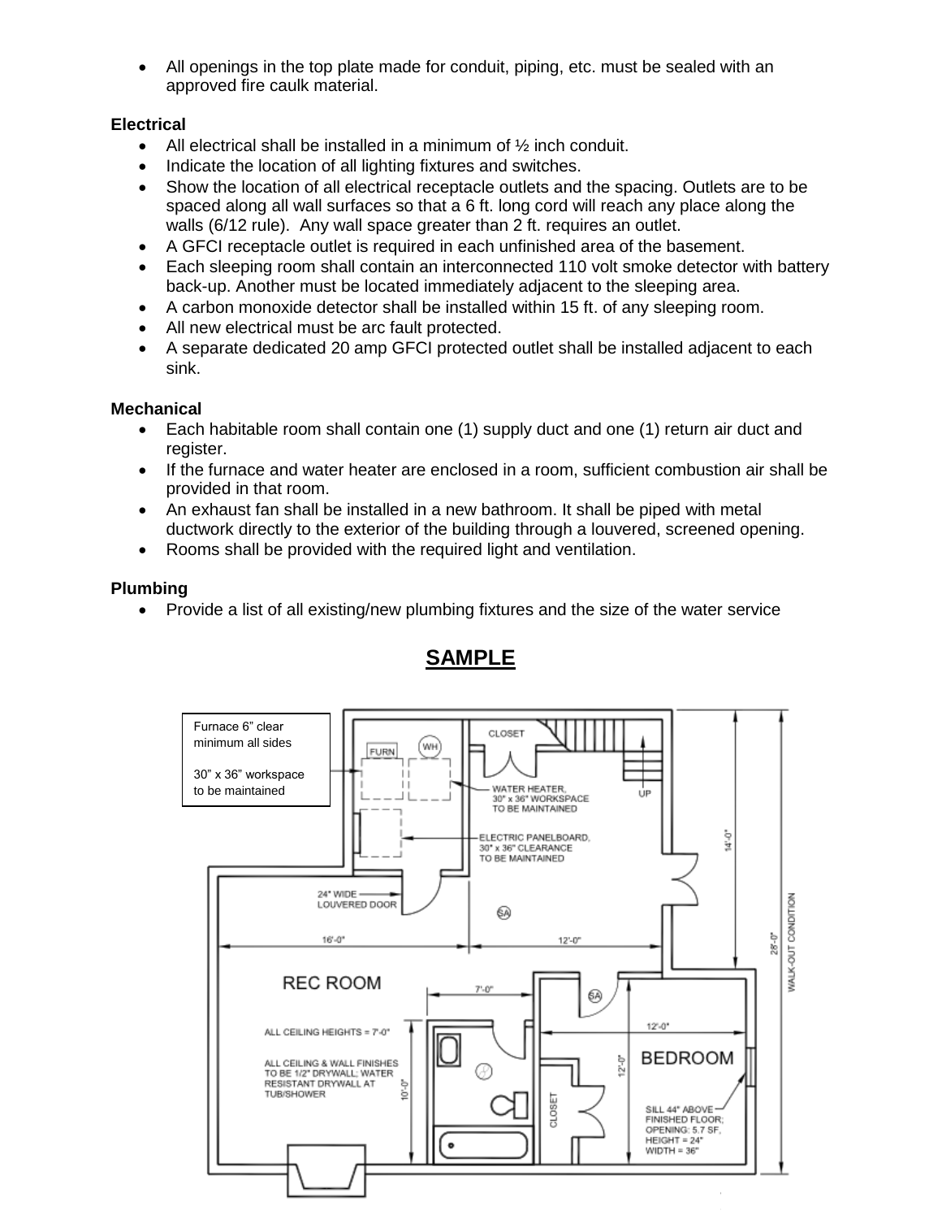- All openings in the top plate made for conduit, piping, etc. must be sealed with an approved fire caulk material.

**Electrical**

- All electrical shall be installed in a minimum of ½ inch conduit.
- Indicate the location of all lighting fixtures and switches.
- Show the location of all electrical receptacle outlets and the spacing. Outlets are to be spaced along all wall surfaces so that a 6 ft. long cord will reach any place along the walls (6/12 rule). Any wall space greater than 2 ft. requires an outlet.
- A GFCI receptacle outlet is required in each unfinished area of the basement.
- Each sleeping room shall contain an interconnected 110 volt smoke detector with battery back-up. Another must be located immediately adjacent to the sleeping area.
- A carbon monoxide detector shall be installed within 15 ft. of any sleeping room.
- All new electrical must be arc fault protected.
- A separate dedicated 20 amp GFCI protected outlet shall be installed adjacent to each sink.

**Mechanical**

- Each habitable room shall contain one (1) supply duct and one (1) return air duct and register.
- If the furnace and water heater are enclosed in a room, sufficient combustion air shall be provided in that room.
- An exhaust fan shall be installed in a new bathroom. It shall be piped with metal ductwork directly to the exterior of the building through a louvered, screened opening.
- Rooms shall be provided with the required light and ventilation.

**Plumbing**

- Provide a list of all existing/new plumbing fixtures and the size of the water service

## **SAMPLE**

Furnace 6" clear minimum all sides

30" x 36" workspace to be maintained

FURN

WH

CLOSET

UP

WATER HEATER, 30" x 36" WORKSPACE TO BE MAINTAINED

ELECTRIC PANELBOARD, 30" x 36" CLEARANCE TO BE MAINTAINED

24" WIDE LOUVERED DOOR

SA

16'-0"

12'-0"

14'-0"

28'-0"

WALK-OUT CONDITION

REC ROOM

7'-0"

SA

12'-0"

BEDROOM

ALL CEILING HEIGHTS = 7'-0"

ALL CEILING & WALL FINISHES TO BE 1/2" DRYWALL; WATER RESISTANT DRYWALL AT TUB/SHOWER

10'-0"

CLOSET

12'-0"

SILL 44" ABOVE FINISHED FLOOR; OPENING: 5.7 SF, HEIGHT = 24" WIDTH = 36"